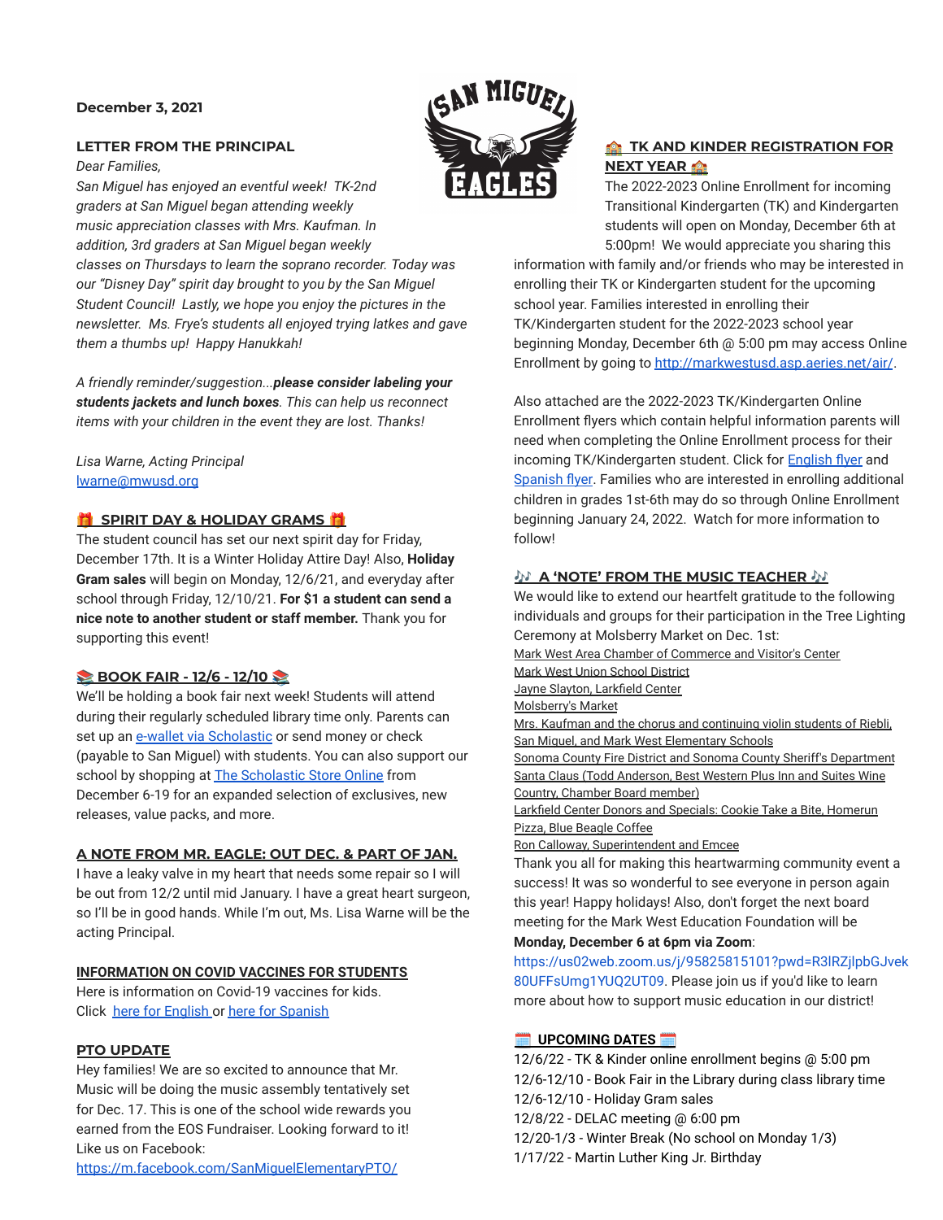**December 3, 2021**

**LETTER FROM THE PRINCIPAL**

*Dear Families,*

*San Miguel has enjoyed an eventful week! TK-2nd graders at San Miguel began attending weekly music appreciation classes with Mrs. Kaufman. In addition, 3rd graders at San Miguel began weekly classes on Thursdays to learn the soprano recorder. Today was our "Disney Day" spirit day brought to you by the San Miguel Student Council! Lastly, we hope you enjoy the pictures in the newsletter. Ms. Frye's students all enjoyed trying latkes and gave them a thumbs up! Happy Hanukkah!*

*A friendly reminder/suggestion...**please consider labeling your students jackets and lunch boxes**. This can help us reconnect items with your children in the event they are lost. Thanks!*

*Lisa Warne, Acting Principal*
[lwarne@mwusd.org](mailto:lwarne@mwusd.org)

## 🎁 SPIRIT DAY & HOLIDAY GRAMS 🎁

The student council has set our next spirit day for Friday, December 17th. It is a Winter Holiday Attire Day! Also, **Holiday Gram sales** will begin on Monday, 12/6/21, and everyday after school through Friday, 12/10/21. **For $1 a student can send a nice note to another student or staff member.** Thank you for supporting this event!

## 📚 BOOK FAIR - 12/6 - 12/10 📚

We'll be holding a book fair next week! Students will attend during their regularly scheduled library time only. Parents can set up an e-wallet via Scholastic or send money or check (payable to San Miguel) with students. You can also support our school by shopping at The Scholastic Store Online from December 6-19 for an expanded selection of exclusives, new releases, value packs, and more.

## A NOTE FROM MR. EAGLE: OUT DEC. & PART OF JAN.

I have a leaky valve in my heart that needs some repair so I will be out from 12/2 until mid January. I have a great heart surgeon, so I'll be in good hands. While I'm out, Ms. Lisa Warne will be the acting Principal.

## INFORMATION ON COVID VACCINES FOR STUDENTS

Here is information on Covid-19 vaccines for kids.
Click here for English or here for Spanish

## PTO UPDATE

Hey families! We are so excited to announce that Mr. Music will be doing the music assembly tentatively set for Dec. 17. This is one of the school wide rewards you earned from the EOS Fundraiser. Looking forward to it!
Like us on Facebook:
https://m.facebook.com/SanMiguelElementaryPTO/

## 🏫 TK AND KINDER REGISTRATION FOR NEXT YEAR 🏫

The 2022-2023 Online Enrollment for incoming Transitional Kindergarten (TK) and Kindergarten students will open on Monday, December 6th at 5:00pm! We would appreciate you sharing this information with family and/or friends who may be interested in enrolling their TK or Kindergarten student for the upcoming school year. Families interested in enrolling their TK/Kindergarten student for the 2022-2023 school year beginning Monday, December 6th @ 5:00 pm may access Online Enrollment by going to http://markwestusd.asp.aeries.net/air/.

Also attached are the 2022-2023 TK/Kindergarten Online Enrollment flyers which contain helpful information parents will need when completing the Online Enrollment process for their incoming TK/Kindergarten student. Click for English flyer and Spanish flyer. Families who are interested in enrolling additional children in grades 1st-6th may do so through Online Enrollment beginning January 24, 2022. Watch for more information to follow!

## 🎶 A 'NOTE' FROM THE MUSIC TEACHER 🎶

We would like to extend our heartfelt gratitude to the following individuals and groups for their participation in the Tree Lighting Ceremony at Molsberry Market on Dec. 1st:

Mark West Area Chamber of Commerce and Visitor's Center
Mark West Union School District
Jayne Slayton, Larkfield Center
Molsberry's Market
Mrs. Kaufman and the chorus and continuing violin students of Riebli, San Miguel, and Mark West Elementary Schools
Sonoma County Fire District and Sonoma County Sheriff's Department
Santa Claus (Todd Anderson, Best Western Plus Inn and Suites Wine Country, Chamber Board member)
Larkfield Center Donors and Specials: Cookie Take a Bite, Homerun Pizza, Blue Beagle Coffee
Ron Calloway, Superintendent and Emcee

Thank you all for making this heartwarming community event a success! It was so wonderful to see everyone in person again this year! Happy holidays! Also, don't forget the next board meeting for the Mark West Education Foundation will be **Monday, December 6 at 6pm via Zoom**: https://us02web.zoom.us/j/95825815101?pwd=R3lRZjlpbGJvek80UFFsUmg1YUQ2UT09. Please join us if you'd like to learn more about how to support music education in our district!

## 🗓️ UPCOMING DATES 🗓️

12/6/22 - TK & Kinder online enrollment begins @ 5:00 pm
12/6-12/10 - Book Fair in the Library during class library time
12/6-12/10 - Holiday Gram sales
12/8/22 - DELAC meeting @ 6:00 pm
12/20-1/3 - Winter Break (No school on Monday 1/3)
1/17/22 - Martin Luther King Jr. Birthday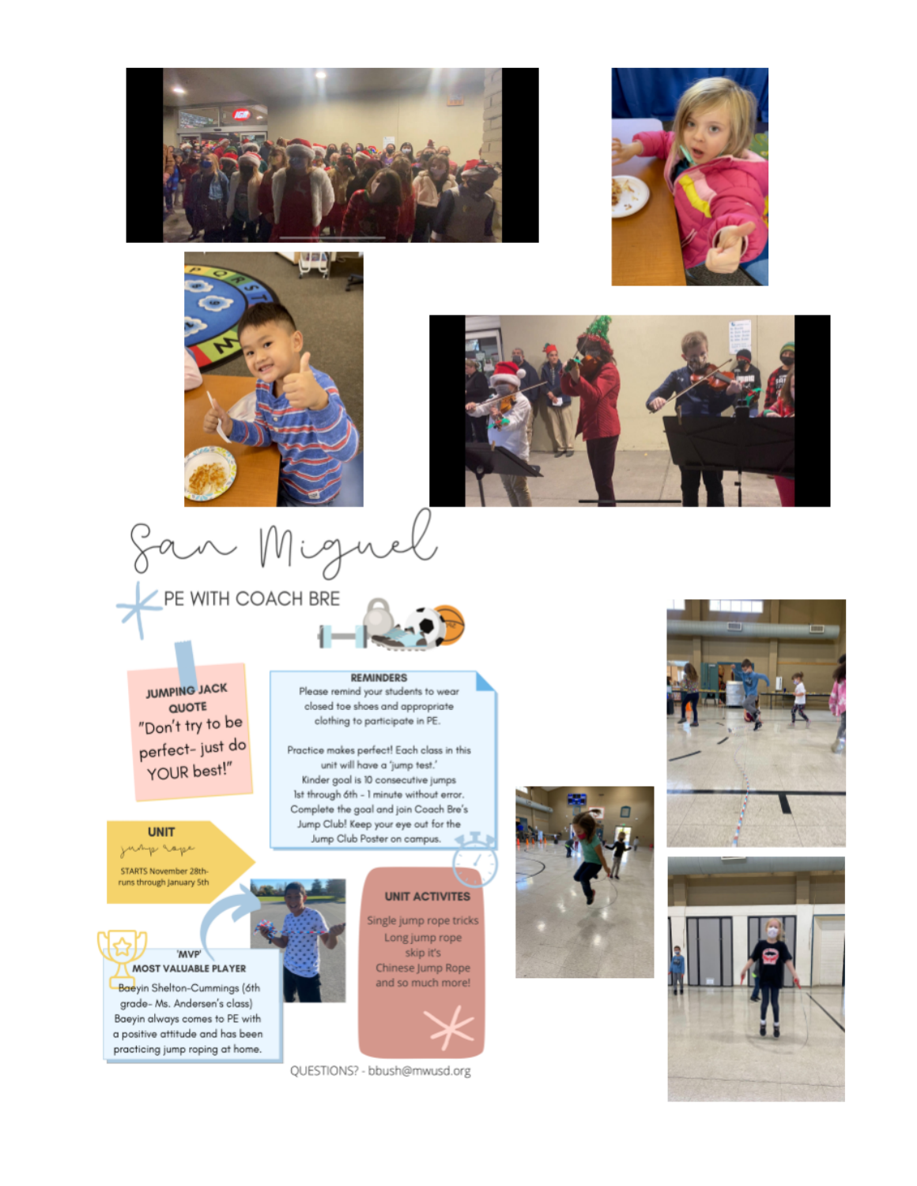# San Miguel

## PE WITH COACH BRE

**JUMPING JACK QUOTE**

"Don't try to be perfect- just do YOUR best!"

**REMINDERS**

Please remind your students to wear closed toe shoes and appropriate clothing to participate in PE.

Practice makes perfect! Each class in this unit will have a 'jump test.' Kinder goal is 10 consecutive jumps 1st through 6th - 1 minute without error. Complete the goal and join Coach Bre's Jump Club! Keep your eye out for the Jump Club Poster on campus.

**UNIT**

jump rope

STARTS November 28th- runs through January 5th

**UNIT ACTIVITES**

Single jump rope tricks
Long jump rope
skip it's
Chinese Jump Rope
and so much more!

**'MVP' MOST VALUABLE PLAYER**

Baeyin Shelton-Cummings (6th grade- Ms. Andersen's class)
Baeyin always comes to PE with a positive attitude and has been practicing jump roping at home.

QUESTIONS? - bbush@mwusd.org